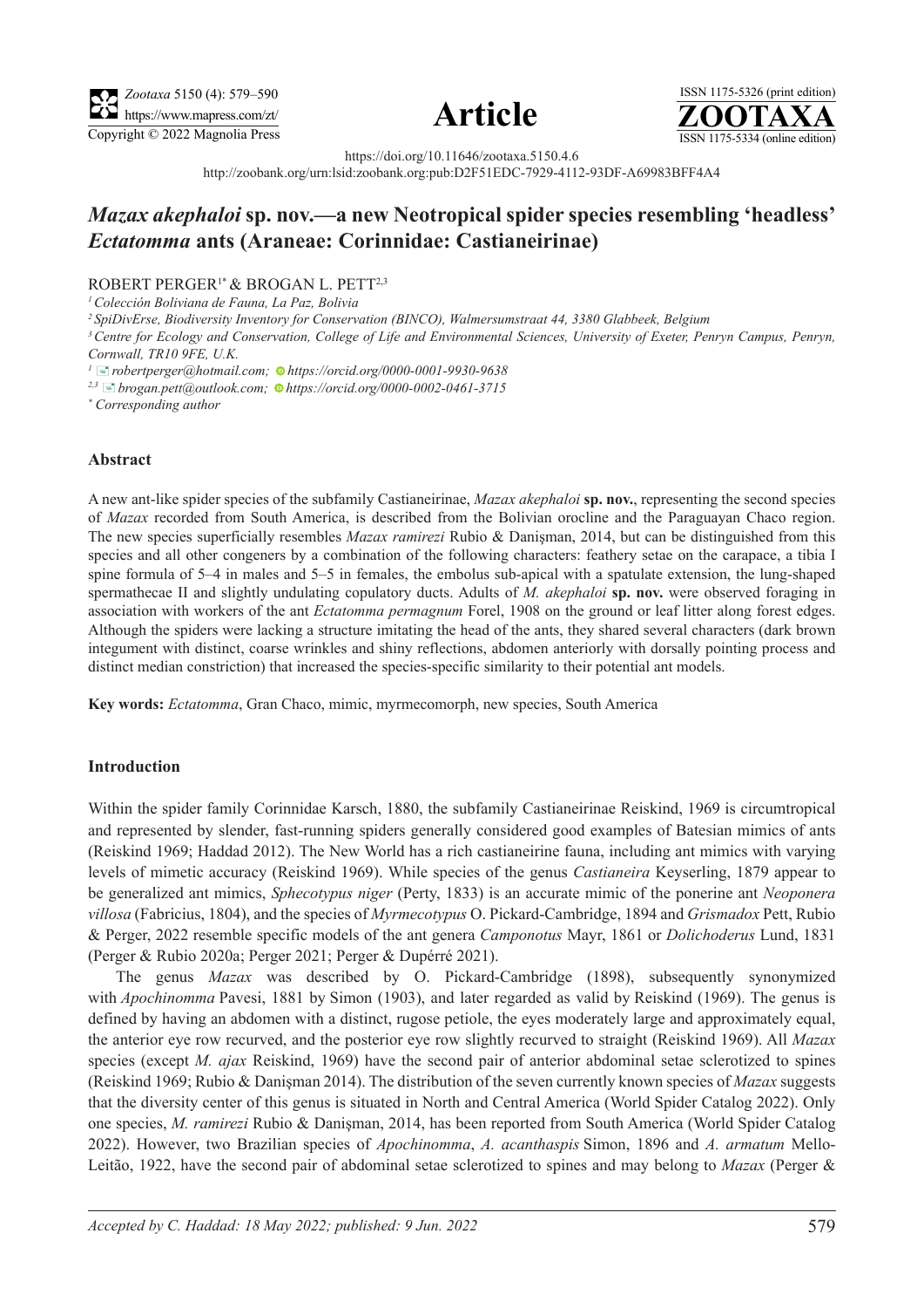https://doi.org/10.11646/zootaxa.5150.4.6

http://zoobank.org/urn:lsid:zoobank.org:pub:D2F51EDC-7929-4112-93DF-A69983BFF4A4

# *Mazax akephaloi* sp. nov.—a new Neotropical spider species resembling 'headless' *Ectatomma* ants (Araneae: Corinnidae: Castianeirinae)

ROBERT PERGER[1*] & BROGAN L. PETT[2,3]

[1] *Colección Boliviana de Fauna, La Paz, Bolivia*

[2] *SpiDivErse, Biodiversity Inventory for Conservation (BINCO), Walmersumstraat 44, 3380 Glabbeek, Belgium*

[3] *Centre for Ecology and Conservation, College of Life and Environmental Sciences, University of Exeter, Penryn Campus, Penryn, Cornwall, TR10 9FE, U.K.*

[1] *robertperger@hotmail.com*; *https://orcid.org/0000-0001-9930-9638*

[2,3] *brogan.pett@outlook.com*; *https://orcid.org/0000-0002-0461-3715*

[*] *Corresponding author*

### Abstract

A new ant-like spider species of the subfamily Castianeirinae, *Mazax akephaloi* **sp. nov.**, representing the second species of *Mazax* recorded from South America, is described from the Bolivian orocline and the Paraguayan Chaco region. The new species superficially resembles *Mazax ramirezi* Rubio & Danişman, 2014, but can be distinguished from this species and all other congeners by a combination of the following characters: feathery setae on the carapace, a tibia I spine formula of 5–4 in males and 5–5 in females, the embolus sub-apical with a spatulate extension, the lung-shaped spermathecae II and slightly undulating copulatory ducts. Adults of *M. akephaloi* **sp. nov.** were observed foraging in association with workers of the ant *Ectatomma permagnum* Forel, 1908 on the ground or leaf litter along forest edges. Although the spiders were lacking a structure imitating the head of the ants, they shared several characters (dark brown integument with distinct, coarse wrinkles and shiny reflections, abdomen anteriorly with dorsally pointing process and distinct median constriction) that increased the species-specific similarity to their potential ant models.

**Key words:** *Ectatomma*, Gran Chaco, mimic, myrmecomorph, new species, South America

### Introduction

Within the spider family Corinnidae Karsch, 1880, the subfamily Castianeirinae Reiskind, 1969 is circumtropical and represented by slender, fast-running spiders generally considered good examples of Batesian mimics of ants (Reiskind 1969; Haddad 2012). The New World has a rich castianeirine fauna, including ant mimics with varying levels of mimetic accuracy (Reiskind 1969). While species of the genus *Castianeira* Keyserling, 1879 appear to be generalized ant mimics, *Sphecotypus niger* (Perty, 1833) is an accurate mimic of the ponerine ant *Neoponera villosa* (Fabricius, 1804), and the species of *Myrmecotypus* O. Pickard-Cambridge, 1894 and *Grismadox* Pett, Rubio & Perger, 2022 resemble specific models of the ant genera *Camponotus* Mayr, 1861 or *Dolichoderus* Lund, 1831 (Perger & Rubio 2020a; Perger 2021; Perger & Dupérré 2021).

The genus *Mazax* was described by O. Pickard-Cambridge (1898), subsequently synonymized with *Apochinomma* Pavesi, 1881 by Simon (1903), and later regarded as valid by Reiskind (1969). The genus is defined by having an abdomen with a distinct, rugose petiole, the eyes moderately large and approximately equal, the anterior eye row recurved, and the posterior eye row slightly recurved to straight (Reiskind 1969). All *Mazax* species (except *M. ajax* Reiskind, 1969) have the second pair of anterior abdominal setae sclerotized to spines (Reiskind 1969; Rubio & Danişman 2014). The distribution of the seven currently known species of *Mazax* suggests that the diversity center of this genus is situated in North and Central America (World Spider Catalog 2022). Only one species, *M. ramirezi* Rubio & Danişman, 2014, has been reported from South America (World Spider Catalog 2022). However, two Brazilian species of *Apochinomma*, *A. acanthaspis* Simon, 1896 and *A. armatum* Mello-Leitão, 1922, have the second pair of abdominal setae sclerotized to spines and may belong to *Mazax* (Perger &

*Accepted by C. Haddad: 18 May 2022; published: 9 Jun. 2022*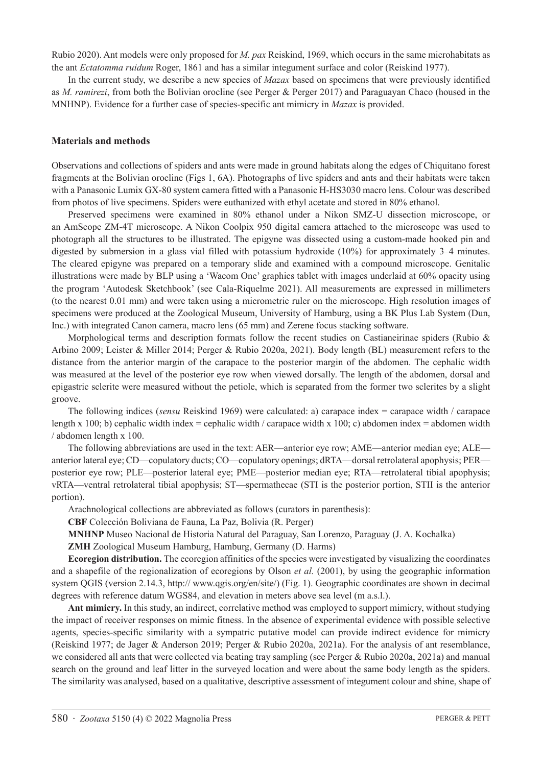Rubio 2020). Ant models were only proposed for *M. pax* Reiskind, 1969, which occurs in the same microhabitats as the ant *Ectatomma ruidum* Roger, 1861 and has a similar integument surface and color (Reiskind 1977).

In the current study, we describe a new species of *Mazax* based on specimens that were previously identified as *M. ramirezi*, from both the Bolivian orocline (see Perger & Perger 2017) and Paraguayan Chaco (housed in the MNHNP). Evidence for a further case of species-specific ant mimicry in *Mazax* is provided.

## Materials and methods

Observations and collections of spiders and ants were made in ground habitats along the edges of Chiquitano forest fragments at the Bolivian orocline (Figs 1, 6A). Photographs of live spiders and ants and their habitats were taken with a Panasonic Lumix GX-80 system camera fitted with a Panasonic H-HS3030 macro lens. Colour was described from photos of live specimens. Spiders were euthanized with ethyl acetate and stored in 80% ethanol.

Preserved specimens were examined in 80% ethanol under a Nikon SMZ-U dissection microscope, or an AmScope ZM-4T microscope. A Nikon Coolpix 950 digital camera attached to the microscope was used to photograph all the structures to be illustrated. The epigyne was dissected using a custom-made hooked pin and digested by submersion in a glass vial filled with potassium hydroxide (10%) for approximately 3–4 minutes. The cleared epigyne was prepared on a temporary slide and examined with a compound microscope. Genitalic illustrations were made by BLP using a 'Wacom One' graphics tablet with images underlaid at 60% opacity using the program 'Autodesk Sketchbook' (see Cala-Riquelme 2021). All measurements are expressed in millimeters (to the nearest 0.01 mm) and were taken using a micrometric ruler on the microscope. High resolution images of specimens were produced at the Zoological Museum, University of Hamburg, using a BK Plus Lab System (Dun, Inc.) with integrated Canon camera, macro lens (65 mm) and Zerene focus stacking software.

Morphological terms and description formats follow the recent studies on Castianeirinae spiders (Rubio & Arbino 2009; Leister & Miller 2014; Perger & Rubio 2020a, 2021). Body length (BL) measurement refers to the distance from the anterior margin of the carapace to the posterior margin of the abdomen. The cephalic width was measured at the level of the posterior eye row when viewed dorsally. The length of the abdomen, dorsal and epigastric sclerite were measured without the petiole, which is separated from the former two sclerites by a slight groove.

The following indices (*sensu* Reiskind 1969) were calculated: a) carapace index = carapace width / carapace length x 100; b) cephalic width index = cephalic width / carapace width x 100; c) abdomen index = abdomen width / abdomen length x 100.

The following abbreviations are used in the text: AER—anterior eye row; AME—anterior median eye; ALE—anterior lateral eye; CD—copulatory ducts; CO—copulatory openings; dRTA—dorsal retrolateral apophysis; PER—posterior eye row; PLE—posterior lateral eye; PME—posterior median eye; RTA—retrolateral tibial apophysis; vRTA—ventral retrolateral tibial apophysis; ST—spermathecae (STI is the posterior portion, STII is the anterior portion).

Arachnological collections are abbreviated as follows (curators in parenthesis):

**CBF** Colección Boliviana de Fauna, La Paz, Bolivia (R. Perger)

**MNHNP** Museo Nacional de Historia Natural del Paraguay, San Lorenzo, Paraguay (J. A. Kochalka)

**ZMH** Zoological Museum Hamburg, Hamburg, Germany (D. Harms)

**Ecoregion distribution.** The ecoregion affinities of the species were investigated by visualizing the coordinates and a shapefile of the regionalization of ecoregions by Olson *et al.* (2001), by using the geographic information system QGIS (version 2.14.3, http:// www.qgis.org/en/site/) (Fig. 1). Geographic coordinates are shown in decimal degrees with reference datum WGS84, and elevation in meters above sea level (m a.s.l.).

**Ant mimicry.** In this study, an indirect, correlative method was employed to support mimicry, without studying the impact of receiver responses on mimic fitness. In the absence of experimental evidence with possible selective agents, species-specific similarity with a sympatric putative model can provide indirect evidence for mimicry (Reiskind 1977; de Jager & Anderson 2019; Perger & Rubio 2020a, 2021a). For the analysis of ant resemblance, we considered all ants that were collected via beating tray sampling (see Perger & Rubio 2020a, 2021a) and manual search on the ground and leaf litter in the surveyed location and were about the same body length as the spiders. The similarity was analysed, based on a qualitative, descriptive assessment of integument colour and shine, shape of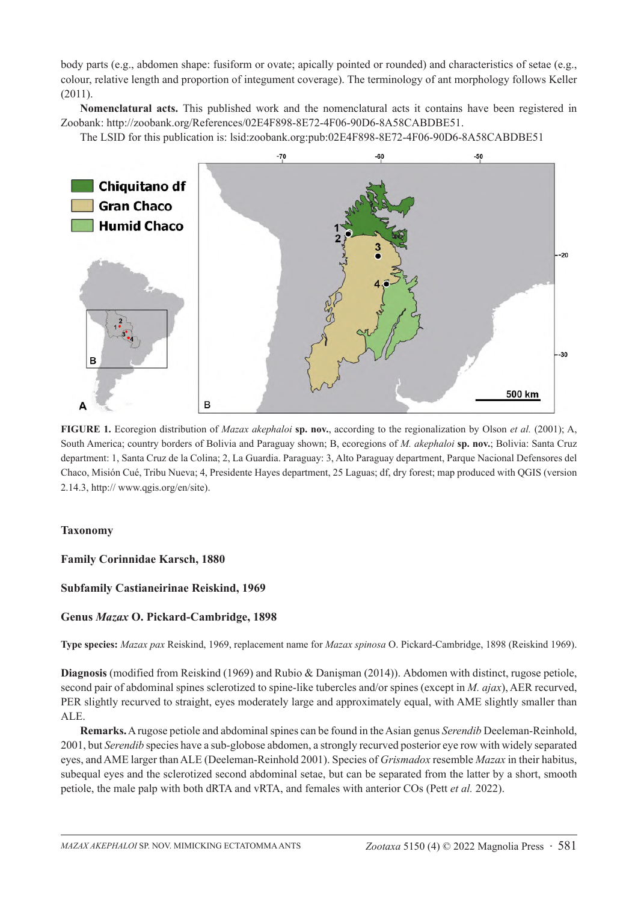body parts (e.g., abdomen shape: fusiform or ovate; apically pointed or rounded) and characteristics of setae (e.g., colour, relative length and proportion of integument coverage). The terminology of ant morphology follows Keller (2011).

**Nomenclatural acts.** This published work and the nomenclatural acts it contains have been registered in Zoobank: http://zoobank.org/References/02E4F898-8E72-4F06-90D6-8A58CABDBE51.

The LSID for this publication is: lsid:zoobank.org:pub:02E4F898-8E72-4F06-90D6-8A58CABDBE51

**FIGURE 1.** Ecoregion distribution of *Mazax akephaloi* **sp. nov.**, according to the regionalization by Olson *et al.* (2001); A, South America; country borders of Bolivia and Paraguay shown; B, ecoregions of *M. akephaloi* **sp. nov.**; Bolivia: Santa Cruz department: 1, Santa Cruz de la Colina; 2, La Guardia. Paraguay: 3, Alto Paraguay department, Parque Nacional Defensores del Chaco, Misión Cué, Tribu Nueva; 4, Presidente Hayes department, 25 Laguas; df, dry forest; map produced with QGIS (version 2.14.3, http:// www.qgis.org/en/site).

## Taxonomy

### Family Corinnidae Karsch, 1880

### Subfamily Castianeirinae Reiskind, 1969

### Genus *Mazax* O. Pickard-Cambridge, 1898

**Type species:** *Mazax pax* Reiskind, 1969, replacement name for *Mazax spinosa* O. Pickard-Cambridge, 1898 (Reiskind 1969).

**Diagnosis** (modified from Reiskind (1969) and Rubio & Danişman (2014)). Abdomen with distinct, rugose petiole, second pair of abdominal spines sclerotized to spine-like tubercles and/or spines (except in *M. ajax*), AER recurved, PER slightly recurved to straight, eyes moderately large and approximately equal, with AME slightly smaller than ALE.

**Remarks.** A rugose petiole and abdominal spines can be found in the Asian genus *Serendib* Deeleman-Reinhold, 2001, but *Serendib* species have a sub-globose abdomen, a strongly recurved posterior eye row with widely separated eyes, and AME larger than ALE (Deeleman-Reinhold 2001). Species of *Grismadox* resemble *Mazax* in their habitus, subequal eyes and the sclerotized second abdominal setae, but can be separated from the latter by a short, smooth petiole, the male palp with both dRTA and vRTA, and females with anterior COs (Pett *et al.* 2022).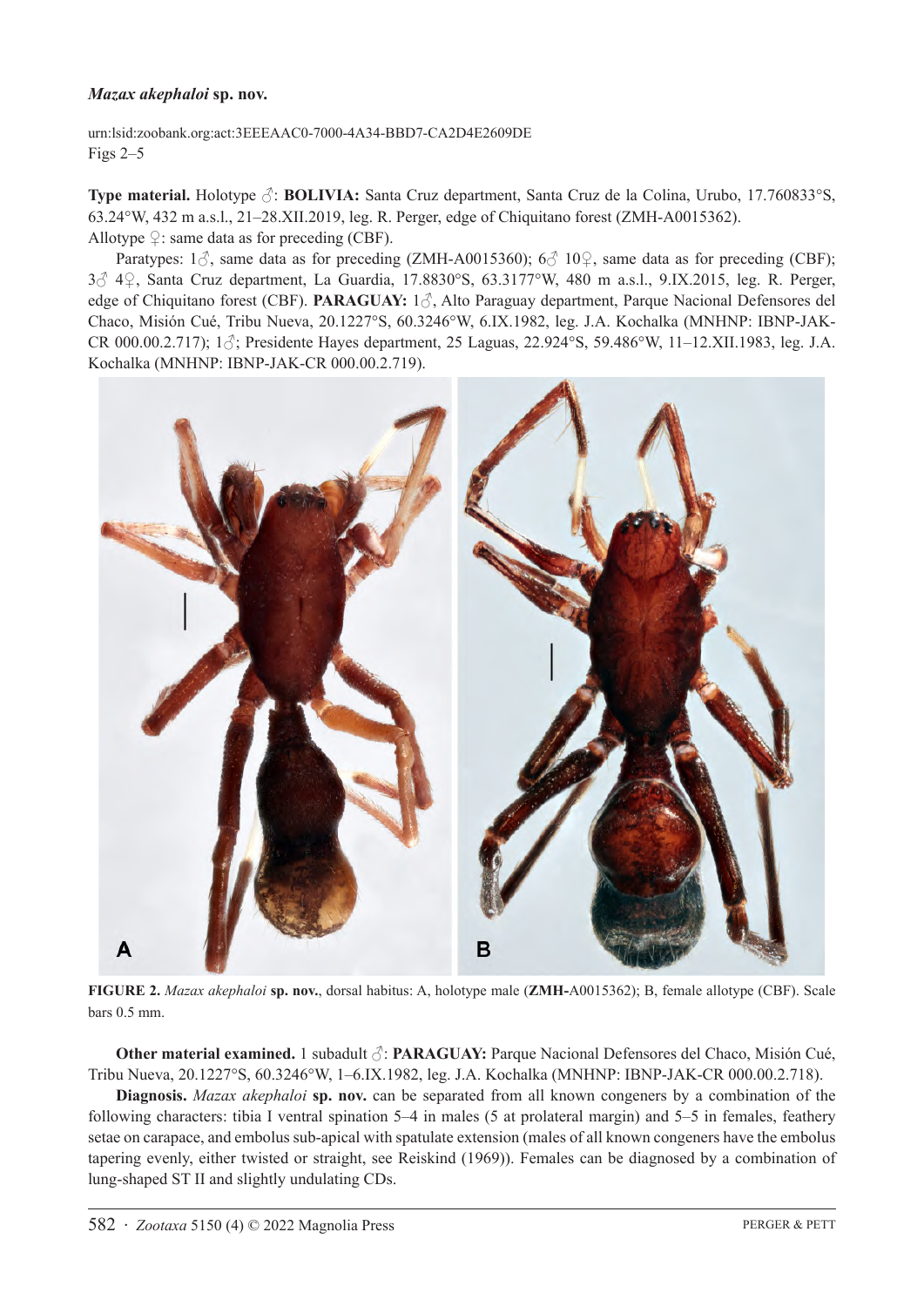### *Mazax akephaloi* sp. nov.

urn:lsid:zoobank.org:act:3EEEAAC0-7000-4A34-BBD7-CA2D4E2609DE
Figs 2–5

**Type material.** Holotype ♂: **BOLIVIA:** Santa Cruz department, Santa Cruz de la Colina, Urubo, 17.760833°S, 63.24°W, 432 m a.s.l., 21–28.XII.2019, leg. R. Perger, edge of Chiquitano forest (ZMH-A0015362).
Allotype ♀: same data as for preceding (CBF).

Paratypes: 1♂, same data as for preceding (ZMH-A0015360); 6♂ 10♀, same data as for preceding (CBF); 3♂ 4♀, Santa Cruz department, La Guardia, 17.8830°S, 63.3177°W, 480 m a.s.l., 9.IX.2015, leg. R. Perger, edge of Chiquitano forest (CBF). **PARAGUAY:** 1♂, Alto Paraguay department, Parque Nacional Defensores del Chaco, Misión Cué, Tribu Nueva, 20.1227°S, 60.3246°W, 6.IX.1982, leg. J.A. Kochalka (MNHNP: IBNP-JAK-CR 000.00.2.717); 1♂; Presidente Hayes department, 25 Laguas, 22.924°S, 59.486°W, 11–12.XII.1983, leg. J.A. Kochalka (MNHNP: IBNP-JAK-CR 000.00.2.719).

**FIGURE 2.** *Mazax akephaloi* **sp. nov.**, dorsal habitus: A, holotype male (**ZMH-**A0015362); B, female allotype (CBF). Scale bars 0.5 mm.

**Other material examined.** 1 subadult ♂: **PARAGUAY:** Parque Nacional Defensores del Chaco, Misión Cué, Tribu Nueva, 20.1227°S, 60.3246°W, 1–6.IX.1982, leg. J.A. Kochalka (MNHNP: IBNP-JAK-CR 000.00.2.718).

**Diagnosis.** *Mazax akephaloi* **sp. nov.** can be separated from all known congeners by a combination of the following characters: tibia I ventral spination 5–4 in males (5 at prolateral margin) and 5–5 in females, feathery setae on carapace, and embolus sub-apical with spatulate extension (males of all known congeners have the embolus tapering evenly, either twisted or straight, see Reiskind (1969)). Females can be diagnosed by a combination of lung-shaped ST II and slightly undulating CDs.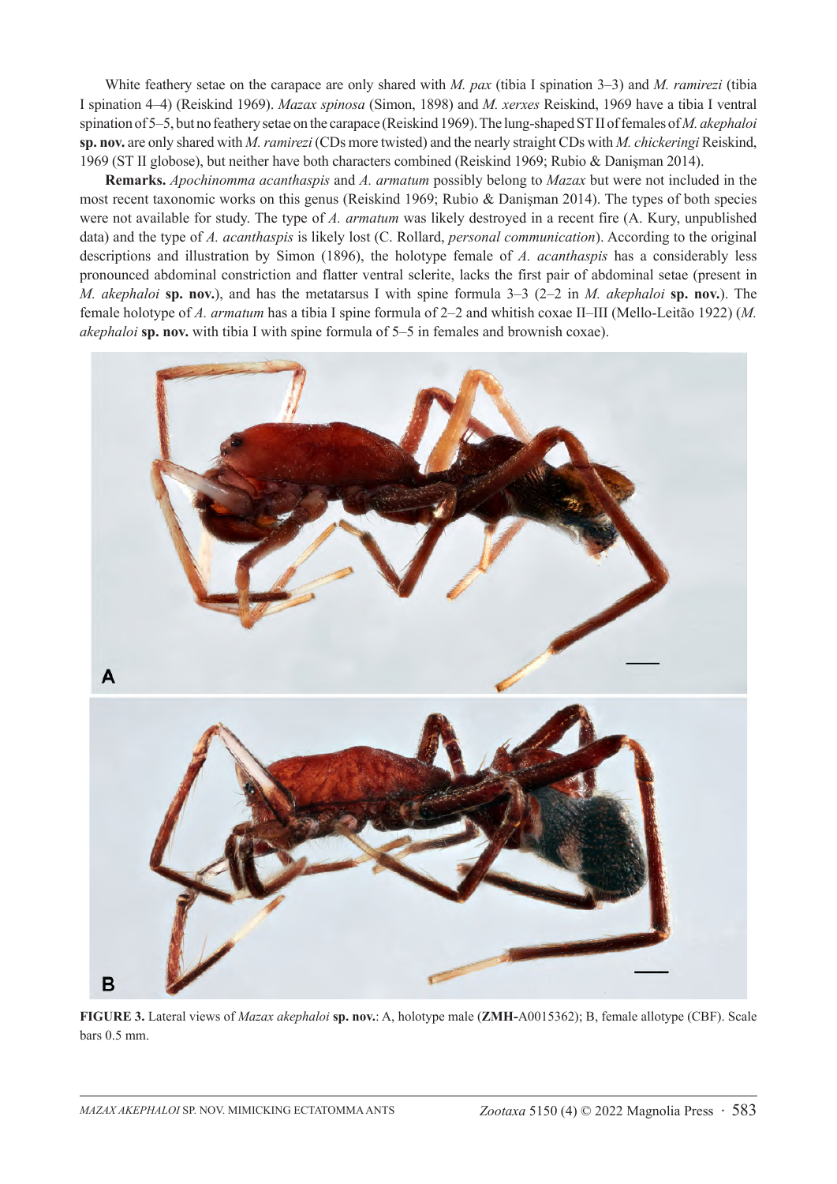White feathery setae on the carapace are only shared with *M. pax* (tibia I spination 3–3) and *M. ramirezi* (tibia I spination 4–4) (Reiskind 1969). *Mazax spinosa* (Simon, 1898) and *M. xerxes* Reiskind, 1969 have a tibia I ventral spination of 5–5, but no feathery setae on the carapace (Reiskind 1969). The lung-shaped ST II of females of *M. akephaloi* **sp. nov.** are only shared with *M. ramirezi* (CDs more twisted) and the nearly straight CDs with *M. chickeringi* Reiskind, 1969 (ST II globose), but neither have both characters combined (Reiskind 1969; Rubio & Danişman 2014).

**Remarks.** *Apochinomma acanthaspis* and *A. armatum* possibly belong to *Mazax* but were not included in the most recent taxonomic works on this genus (Reiskind 1969; Rubio & Danişman 2014). The types of both species were not available for study. The type of *A. armatum* was likely destroyed in a recent fire (A. Kury, unpublished data) and the type of *A. acanthaspis* is likely lost (C. Rollard, *personal communication*). According to the original descriptions and illustration by Simon (1896), the holotype female of *A. acanthaspis* has a considerably less pronounced abdominal constriction and flatter ventral sclerite, lacks the first pair of abdominal setae (present in *M. akephaloi* **sp. nov.**), and has the metatarsus I with spine formula 3–3 (2–2 in *M. akephaloi* **sp. nov.**). The female holotype of *A. armatum* has a tibia I spine formula of 2–2 and whitish coxae II–III (Mello-Leitão 1922) (*M. akephaloi* **sp. nov.** with tibia I with spine formula of 5–5 in females and brownish coxae).

**FIGURE 3.** Lateral views of *Mazax akephaloi* **sp. nov.**: A, holotype male (**ZMH-**A0015362); B, female allotype (CBF). Scale bars 0.5 mm.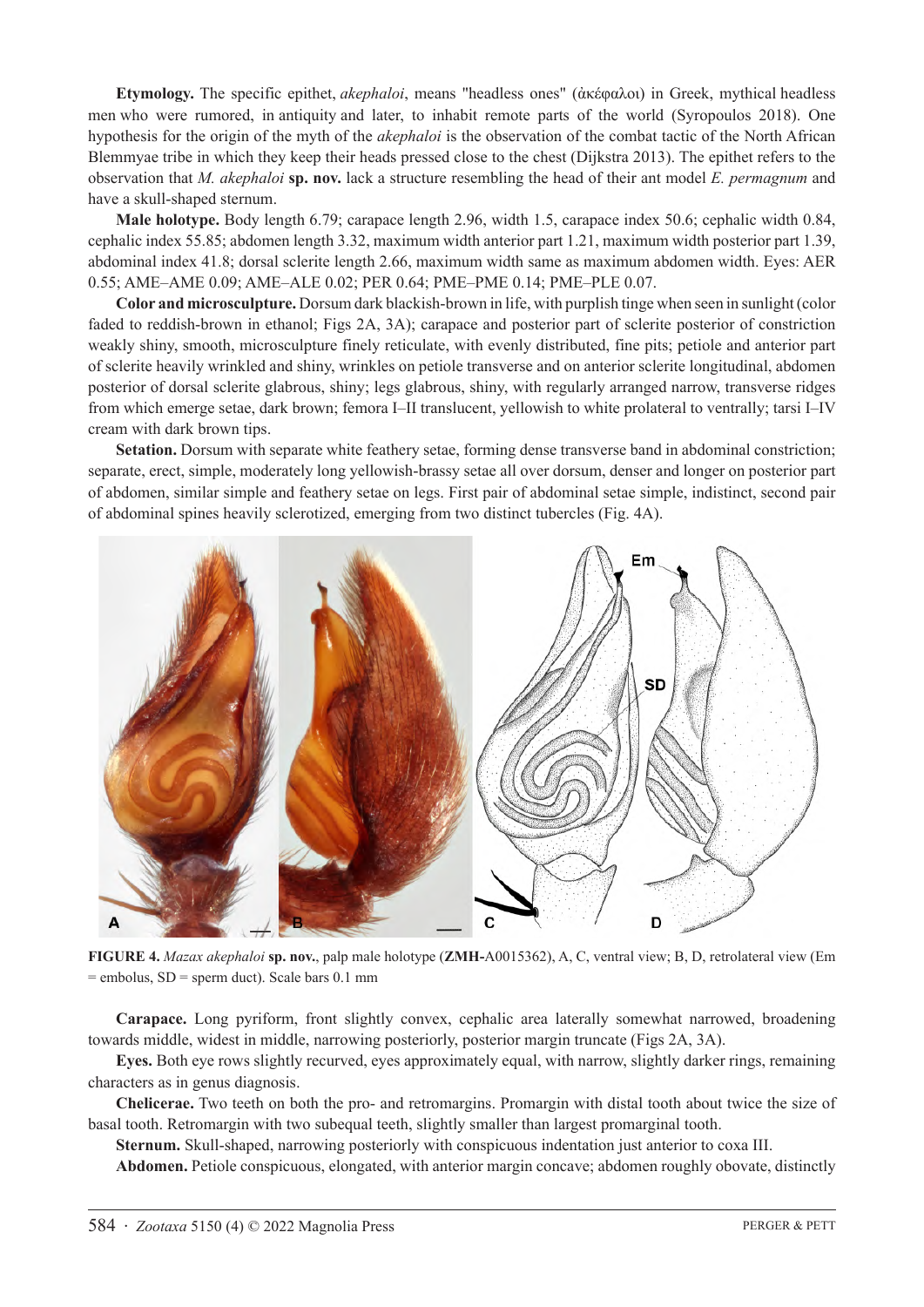**Etymology.** The specific epithet, *akephaloi*, means "headless ones" (ἀκέφαλοι) in Greek, mythical headless men who were rumored, in antiquity and later, to inhabit remote parts of the world (Syropoulos 2018). One hypothesis for the origin of the myth of the *akephaloi* is the observation of the combat tactic of the North African Blemmyae tribe in which they keep their heads pressed close to the chest (Dijkstra 2013). The epithet refers to the observation that *M. akephaloi* **sp. nov.** lack a structure resembling the head of their ant model *E. permagnum* and have a skull-shaped sternum.

**Male holotype.** Body length 6.79; carapace length 2.96, width 1.5, carapace index 50.6; cephalic width 0.84, cephalic index 55.85; abdomen length 3.32, maximum width anterior part 1.21, maximum width posterior part 1.39, abdominal index 41.8; dorsal sclerite length 2.66, maximum width same as maximum abdomen width. Eyes: AER 0.55; AME–AME 0.09; AME–ALE 0.02; PER 0.64; PME–PME 0.14; PME–PLE 0.07.

**Color and microsculpture.** Dorsum dark blackish-brown in life, with purplish tinge when seen in sunlight (color faded to reddish-brown in ethanol; Figs 2A, 3A); carapace and posterior part of sclerite posterior of constriction weakly shiny, smooth, microsculpture finely reticulate, with evenly distributed, fine pits; petiole and anterior part of sclerite heavily wrinkled and shiny, wrinkles on petiole transverse and on anterior sclerite longitudinal, abdomen posterior of dorsal sclerite glabrous, shiny; legs glabrous, shiny, with regularly arranged narrow, transverse ridges from which emerge setae, dark brown; femora I–II translucent, yellowish to white prolateral to ventrally; tarsi I–IV cream with dark brown tips.

**Setation.** Dorsum with separate white feathery setae, forming dense transverse band in abdominal constriction; separate, erect, simple, moderately long yellowish-brassy setae all over dorsum, denser and longer on posterior part of abdomen, similar simple and feathery setae on legs. First pair of abdominal setae simple, indistinct, second pair of abdominal spines heavily sclerotized, emerging from two distinct tubercles (Fig. 4A).

**FIGURE 4.** *Mazax akephaloi* **sp. nov.**, palp male holotype (**ZMH-**A0015362), A, C, ventral view; B, D, retrolateral view (Em = embolus, SD = sperm duct). Scale bars 0.1 mm

**Carapace.** Long pyriform, front slightly convex, cephalic area laterally somewhat narrowed, broadening towards middle, widest in middle, narrowing posteriorly, posterior margin truncate (Figs 2A, 3A).

**Eyes.** Both eye rows slightly recurved, eyes approximately equal, with narrow, slightly darker rings, remaining characters as in genus diagnosis.

**Chelicerae.** Two teeth on both the pro- and retromargins. Promargin with distal tooth about twice the size of basal tooth. Retromargin with two subequal teeth, slightly smaller than largest promarginal tooth.

**Sternum.** Skull-shaped, narrowing posteriorly with conspicuous indentation just anterior to coxa III.

**Abdomen.** Petiole conspicuous, elongated, with anterior margin concave; abdomen roughly obovate, distinctly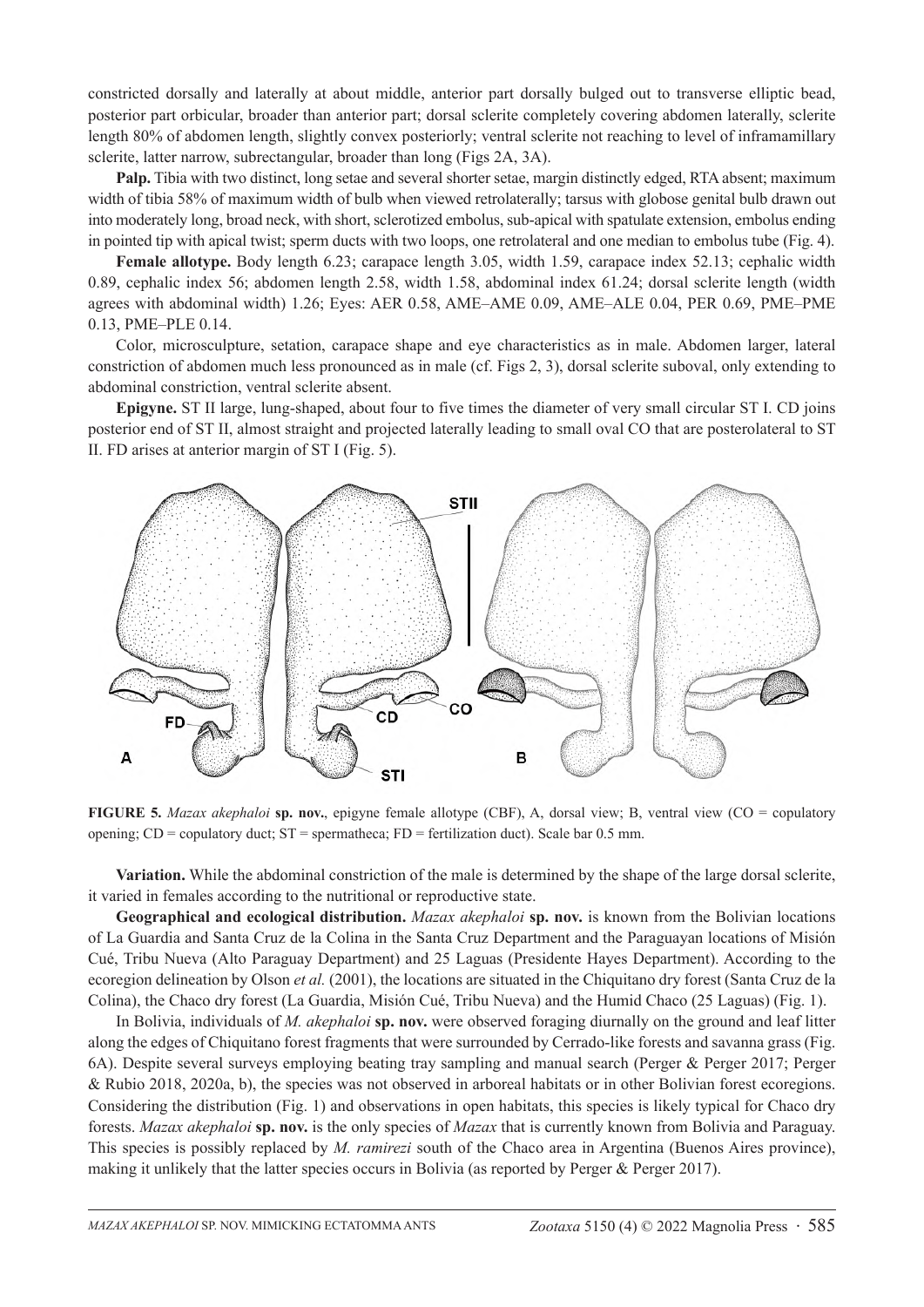constricted dorsally and laterally at about middle, anterior part dorsally bulged out to transverse elliptic bead, posterior part orbicular, broader than anterior part; dorsal sclerite completely covering abdomen laterally, sclerite length 80% of abdomen length, slightly convex posteriorly; ventral sclerite not reaching to level of inframamillary sclerite, latter narrow, subrectangular, broader than long (Figs 2A, 3A).

**Palp.** Tibia with two distinct, long setae and several shorter setae, margin distinctly edged, RTA absent; maximum width of tibia 58% of maximum width of bulb when viewed retrolaterally; tarsus with globose genital bulb drawn out into moderately long, broad neck, with short, sclerotized embolus, sub-apical with spatulate extension, embolus ending in pointed tip with apical twist; sperm ducts with two loops, one retrolateral and one median to embolus tube (Fig. 4).

**Female allotype.** Body length 6.23; carapace length 3.05, width 1.59, carapace index 52.13; cephalic width 0.89, cephalic index 56; abdomen length 2.58, width 1.58, abdominal index 61.24; dorsal sclerite length (width agrees with abdominal width) 1.26; Eyes: AER 0.58, AME–AME 0.09, AME–ALE 0.04, PER 0.69, PME–PME 0.13, PME–PLE 0.14.

Color, microsculpture, setation, carapace shape and eye characteristics as in male. Abdomen larger, lateral constriction of abdomen much less pronounced as in male (cf. Figs 2, 3), dorsal sclerite suboval, only extending to abdominal constriction, ventral sclerite absent.

**Epigyne.** ST II large, lung-shaped, about four to five times the diameter of very small circular ST I. CD joins posterior end of ST II, almost straight and projected laterally leading to small oval CO that are posterolateral to ST II. FD arises at anterior margin of ST I (Fig. 5).

**FIGURE 5.** *Mazax akephaloi* **sp. nov.**, epigyne female allotype (CBF), A, dorsal view; B, ventral view (CO = copulatory opening; CD = copulatory duct; ST = spermatheca; FD = fertilization duct). Scale bar 0.5 mm.

**Variation.** While the abdominal constriction of the male is determined by the shape of the large dorsal sclerite, it varied in females according to the nutritional or reproductive state.

**Geographical and ecological distribution.** *Mazax akephaloi* **sp. nov.** is known from the Bolivian locations of La Guardia and Santa Cruz de la Colina in the Santa Cruz Department and the Paraguayan locations of Misión Cué, Tribu Nueva (Alto Paraguay Department) and 25 Laguas (Presidente Hayes Department). According to the ecoregion delineation by Olson *et al.* (2001), the locations are situated in the Chiquitano dry forest (Santa Cruz de la Colina), the Chaco dry forest (La Guardia, Misión Cué, Tribu Nueva) and the Humid Chaco (25 Laguas) (Fig. 1).

In Bolivia, individuals of *M. akephaloi* **sp. nov.** were observed foraging diurnally on the ground and leaf litter along the edges of Chiquitano forest fragments that were surrounded by Cerrado-like forests and savanna grass (Fig. 6A). Despite several surveys employing beating tray sampling and manual search (Perger & Perger 2017; Perger & Rubio 2018, 2020a, b), the species was not observed in arboreal habitats or in other Bolivian forest ecoregions. Considering the distribution (Fig. 1) and observations in open habitats, this species is likely typical for Chaco dry forests. *Mazax akephaloi* **sp. nov.** is the only species of *Mazax* that is currently known from Bolivia and Paraguay. This species is possibly replaced by *M. ramirezi* south of the Chaco area in Argentina (Buenos Aires province), making it unlikely that the latter species occurs in Bolivia (as reported by Perger & Perger 2017).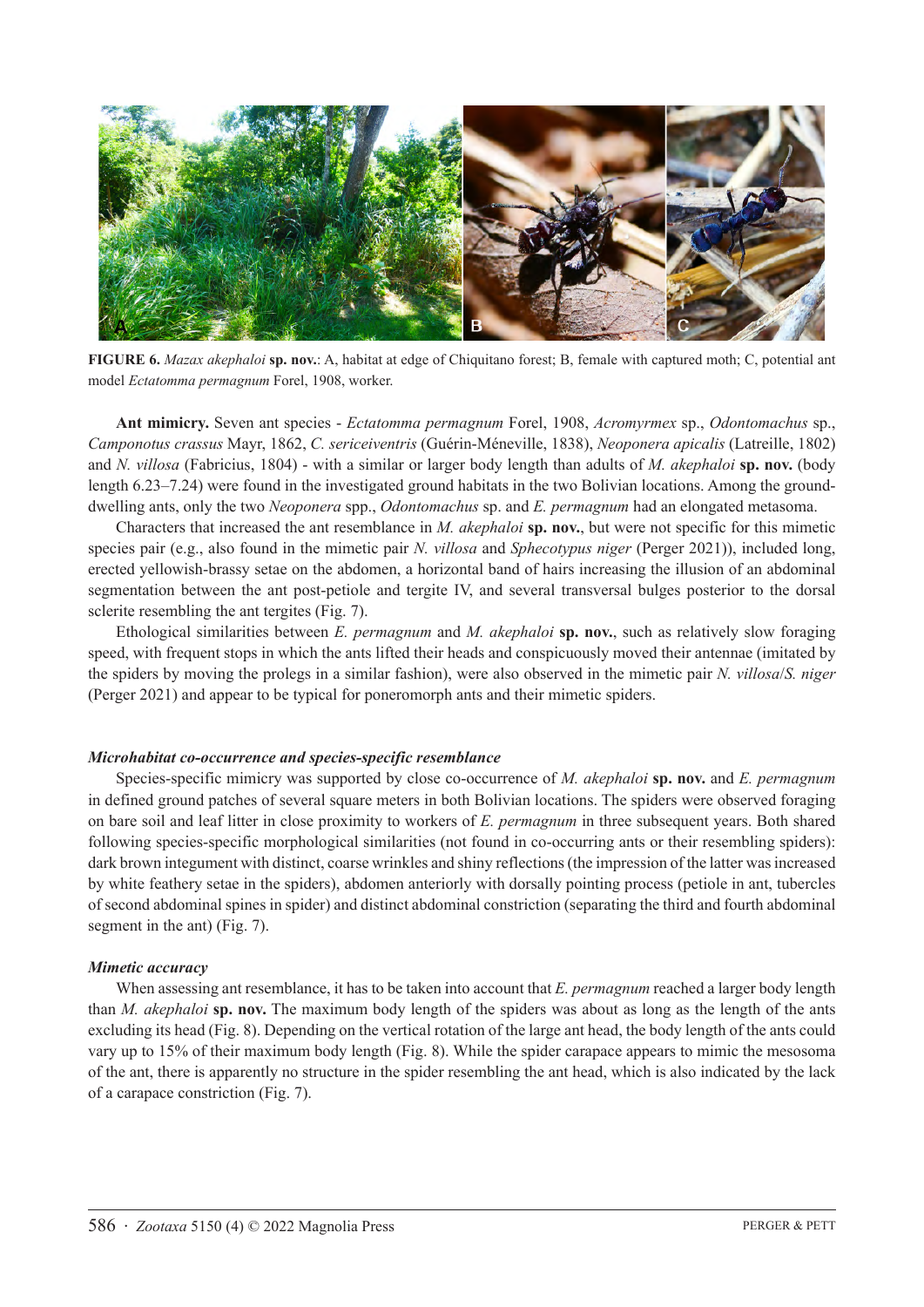**FIGURE 6.** *Mazax akephaloi* **sp. nov.**: A, habitat at edge of Chiquitano forest; B, female with captured moth; C, potential ant model *Ectatomma permagnum* Forel, 1908, worker.

**Ant mimicry.** Seven ant species - *Ectatomma permagnum* Forel, 1908, *Acromyrmex* sp., *Odontomachus* sp., *Camponotus crassus* Mayr, 1862, *C. sericeiventris* (Guérin-Méneville, 1838), *Neoponera apicalis* (Latreille, 1802) and *N. villosa* (Fabricius, 1804) - with a similar or larger body length than adults of *M. akephaloi* **sp. nov.** (body length 6.23–7.24) were found in the investigated ground habitats in the two Bolivian locations. Among the ground-dwelling ants, only the two *Neoponera* spp., *Odontomachus* sp. and *E. permagnum* had an elongated metasoma.

Characters that increased the ant resemblance in *M. akephaloi* **sp. nov.**, but were not specific for this mimetic species pair (e.g., also found in the mimetic pair *N. villosa* and *Sphecotypus niger* (Perger 2021)), included long, erected yellowish-brassy setae on the abdomen, a horizontal band of hairs increasing the illusion of an abdominal segmentation between the ant post-petiole and tergite IV, and several transversal bulges posterior to the dorsal sclerite resembling the ant tergites (Fig. 7).

Ethological similarities between *E. permagnum* and *M. akephaloi* **sp. nov.**, such as relatively slow foraging speed, with frequent stops in which the ants lifted their heads and conspicuously moved their antennae (imitated by the spiders by moving the prolegs in a similar fashion), were also observed in the mimetic pair *N. villosa*/*S. niger* (Perger 2021) and appear to be typical for poneromorph ants and their mimetic spiders.

### *Microhabitat co-occurrence and species-specific resemblance*

Species-specific mimicry was supported by close co-occurrence of *M. akephaloi* **sp. nov.** and *E. permagnum* in defined ground patches of several square meters in both Bolivian locations. The spiders were observed foraging on bare soil and leaf litter in close proximity to workers of *E. permagnum* in three subsequent years. Both shared following species-specific morphological similarities (not found in co-occurring ants or their resembling spiders): dark brown integument with distinct, coarse wrinkles and shiny reflections (the impression of the latter was increased by white feathery setae in the spiders), abdomen anteriorly with dorsally pointing process (petiole in ant, tubercles of second abdominal spines in spider) and distinct abdominal constriction (separating the third and fourth abdominal segment in the ant) (Fig. 7).

### *Mimetic accuracy*

When assessing ant resemblance, it has to be taken into account that *E. permagnum* reached a larger body length than *M. akephaloi* **sp. nov.** The maximum body length of the spiders was about as long as the length of the ants excluding its head (Fig. 8). Depending on the vertical rotation of the large ant head, the body length of the ants could vary up to 15% of their maximum body length (Fig. 8). While the spider carapace appears to mimic the mesosoma of the ant, there is apparently no structure in the spider resembling the ant head, which is also indicated by the lack of a carapace constriction (Fig. 7).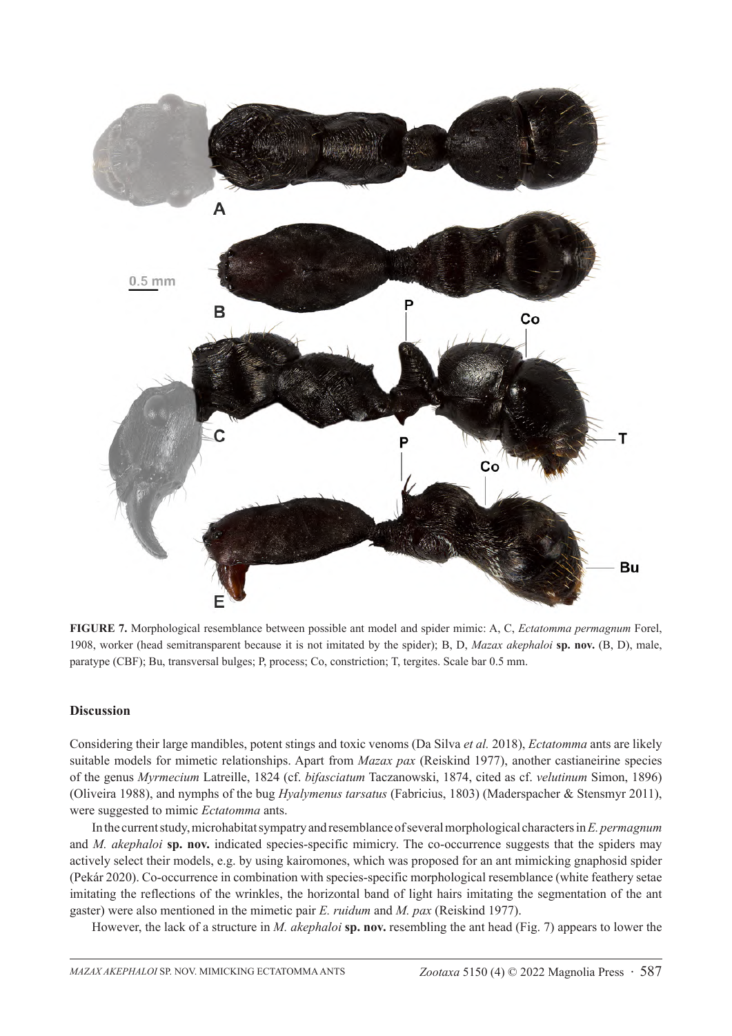**FIGURE 7.** Morphological resemblance between possible ant model and spider mimic: A, C, *Ectatomma permagnum* Forel, 1908, worker (head semitransparent because it is not imitated by the spider); B, D, *Mazax akephaloi* **sp. nov.** (B, D), male, paratype (CBF); Bu, transversal bulges; P, process; Co, constriction; T, tergites. Scale bar 0.5 mm.

## Discussion

Considering their large mandibles, potent stings and toxic venoms (Da Silva *et al.* 2018), *Ectatomma* ants are likely suitable models for mimetic relationships. Apart from *Mazax pax* (Reiskind 1977), another castianeirine species of the genus *Myrmecium* Latreille, 1824 (cf. *bifasciatum* Taczanowski, 1874, cited as cf. *velutinum* Simon, 1896) (Oliveira 1988), and nymphs of the bug *Hyalymenus tarsatus* (Fabricius, 1803) (Maderspacher & Stensmyr 2011), were suggested to mimic *Ectatomma* ants.

In the current study, microhabitat sympatry and resemblance of several morphological characters in *E. permagnum* and *M. akephaloi* **sp. nov.** indicated species-specific mimicry. The co-occurrence suggests that the spiders may actively select their models, e.g. by using kairomones, which was proposed for an ant mimicking gnaphosid spider (Pekár 2020). Co-occurrence in combination with species-specific morphological resemblance (white feathery setae imitating the reflections of the wrinkles, the horizontal band of light hairs imitating the segmentation of the ant gaster) were also mentioned in the mimetic pair *E. ruidum* and *M. pax* (Reiskind 1977).

However, the lack of a structure in *M. akephaloi* **sp. nov.** resembling the ant head (Fig. 7) appears to lower the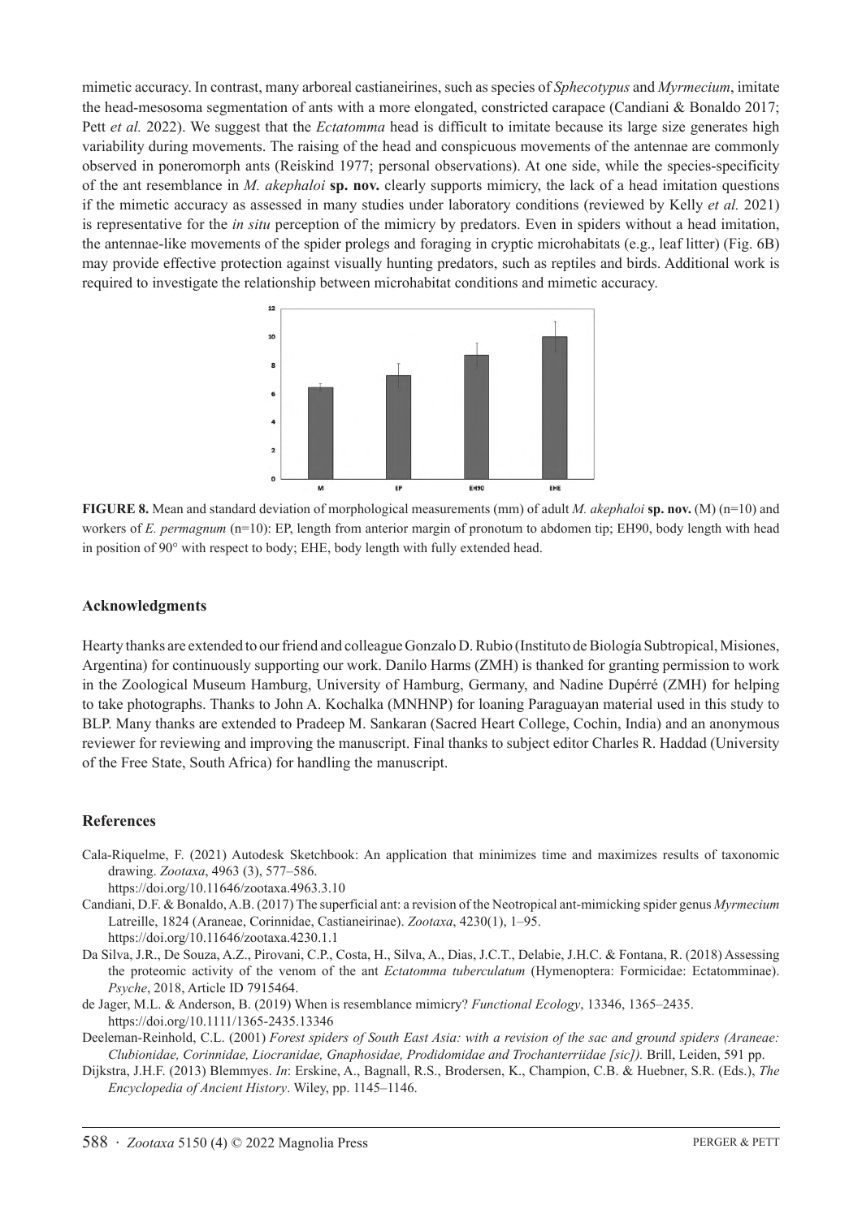mimetic accuracy. In contrast, many arboreal castianeirines, such as species of *Sphecotypus* and *Myrmecium*, imitate the head-mesosoma segmentation of ants with a more elongated, constricted carapace (Candiani & Bonaldo 2017; Pett *et al.* 2022). We suggest that the *Ectatomma* head is difficult to imitate because its large size generates high variability during movements. The raising of the head and conspicuous movements of the antennae are commonly observed in poneromorph ants (Reiskind 1977; personal observations). At one side, while the species-specificity of the ant resemblance in *M. akephaloi* **sp. nov.** clearly supports mimicry, the lack of a head imitation questions if the mimetic accuracy as assessed in many studies under laboratory conditions (reviewed by Kelly *et al.* 2021) is representative for the *in situ* perception of the mimicry by predators. Even in spiders without a head imitation, the antennae-like movements of the spider prolegs and foraging in cryptic microhabitats (e.g., leaf litter) (Fig. 6B) may provide effective protection against visually hunting predators, such as reptiles and birds. Additional work is required to investigate the relationship between microhabitat conditions and mimetic accuracy.

**FIGURE 8.** Mean and standard deviation of morphological measurements (mm) of adult *M. akephaloi* **sp. nov.** (M) (n=10) and workers of *E. permagnum* (n=10): EP, length from anterior margin of pronotum to abdomen tip; EH90, body length with head in position of 90° with respect to body; EHE, body length with fully extended head.

## Acknowledgments

Hearty thanks are extended to our friend and colleague Gonzalo D. Rubio (Instituto de Biología Subtropical, Misiones, Argentina) for continuously supporting our work. Danilo Harms (ZMH) is thanked for granting permission to work in the Zoological Museum Hamburg, University of Hamburg, Germany, and Nadine Dupérré (ZMH) for helping to take photographs. Thanks to John A. Kochalka (MNHNP) for loaning Paraguayan material used in this study to BLP. Many thanks are extended to Pradeep M. Sankaran (Sacred Heart College, Cochin, India) and an anonymous reviewer for reviewing and improving the manuscript. Final thanks to subject editor Charles R. Haddad (University of the Free State, South Africa) for handling the manuscript.

## References

Cala-Riquelme, F. (2021) Autodesk Sketchbook: An application that minimizes time and maximizes results of taxonomic drawing. *Zootaxa*, 4963 (3), 577–586.
https://doi.org/10.11646/zootaxa.4963.3.10

Candiani, D.F. & Bonaldo, A.B. (2017) The superficial ant: a revision of the Neotropical ant-mimicking spider genus *Myrmecium* Latreille, 1824 (Araneae, Corinnidae, Castianeirinae). *Zootaxa*, 4230(1), 1–95.
https://doi.org/10.11646/zootaxa.4230.1.1

Da Silva, J.R., De Souza, A.Z., Pirovani, C.P., Costa, H., Silva, A., Dias, J.C.T., Delabie, J.H.C. & Fontana, R. (2018) Assessing the proteomic activity of the venom of the ant *Ectatomma tuberculatum* (Hymenoptera: Formicidae: Ectatomminae). *Psyche*, 2018, Article ID 7915464.

de Jager, M.L. & Anderson, B. (2019) When is resemblance mimicry? *Functional Ecology*, 13346, 1365–2435.
https://doi.org/10.1111/1365-2435.13346

Deeleman-Reinhold, C.L. (2001) *Forest spiders of South East Asia: with a revision of the sac and ground spiders (Araneae: Clubionidae, Corinnidae, Liocranidae, Gnaphosidae, Prodidomidae and Trochanterriidae [sic]).* Brill, Leiden, 591 pp.

Dijkstra, J.H.F. (2013) Blemmyes. *In*: Erskine, A., Bagnall, R.S., Brodersen, K., Champion, C.B. & Huebner, S.R. (Eds.), *The Encyclopedia of Ancient History*. Wiley, pp. 1145–1146.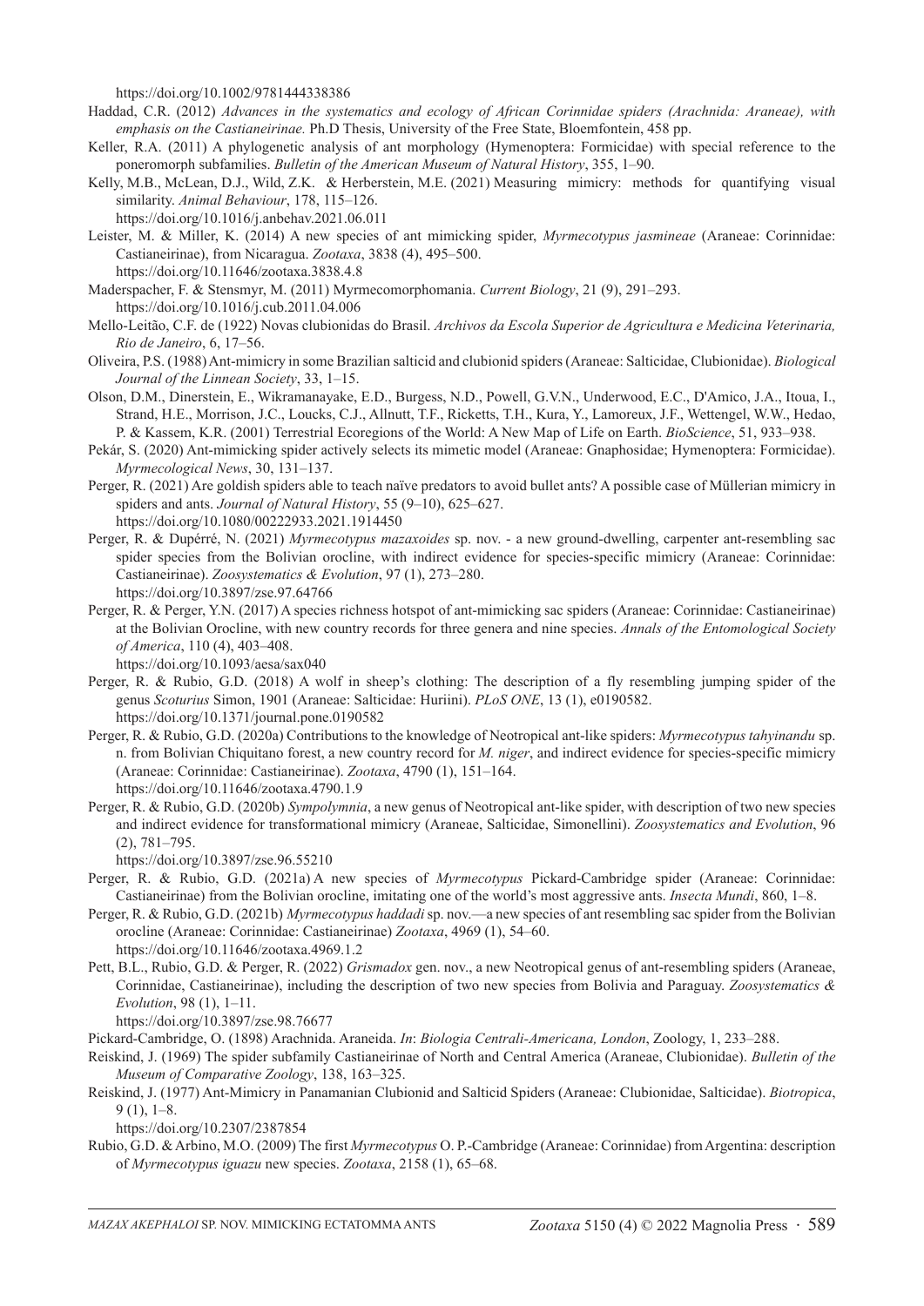https://doi.org/10.1002/9781444338386

Haddad, C.R. (2012) *Advances in the systematics and ecology of African Corinnidae spiders (Arachnida: Araneae), with emphasis on the Castianeirinae.* Ph.D Thesis, University of the Free State, Bloemfontein, 458 pp.

Keller, R.A. (2011) A phylogenetic analysis of ant morphology (Hymenoptera: Formicidae) with special reference to the poneromorph subfamilies. *Bulletin of the American Museum of Natural History*, 355, 1–90.

Kelly, M.B., McLean, D.J., Wild, Z.K. & Herberstein, M.E. (2021) Measuring mimicry: methods for quantifying visual similarity. *Animal Behaviour*, 178, 115–126.
https://doi.org/10.1016/j.anbehav.2021.06.011

Leister, M. & Miller, K. (2014) A new species of ant mimicking spider, *Myrmecotypus jasmineae* (Araneae: Corinnidae: Castianeirinae), from Nicaragua. *Zootaxa*, 3838 (4), 495–500.
https://doi.org/10.11646/zootaxa.3838.4.8

Maderspacher, F. & Stensmyr, M. (2011) Myrmecomorphomania. *Current Biology*, 21 (9), 291–293.
https://doi.org/10.1016/j.cub.2011.04.006

Mello-Leitão, C.F. de (1922) Novas clubionidas do Brasil. *Archivos da Escola Superior de Agricultura e Medicina Veterinaria, Rio de Janeiro*, 6, 17–56.

Oliveira, P.S. (1988) Ant-mimicry in some Brazilian salticid and clubionid spiders (Araneae: Salticidae, Clubionidae). *Biological Journal of the Linnean Society*, 33, 1–15.

Olson, D.M., Dinerstein, E., Wikramanayake, E.D., Burgess, N.D., Powell, G.V.N., Underwood, E.C., D'Amico, J.A., Itoua, I., Strand, H.E., Morrison, J.C., Loucks, C.J., Allnutt, T.F., Ricketts, T.H., Kura, Y., Lamoreux, J.F., Wettengel, W.W., Hedao, P. & Kassem, K.R. (2001) Terrestrial Ecoregions of the World: A New Map of Life on Earth. *BioScience*, 51, 933–938.

Pekár, S. (2020) Ant-mimicking spider actively selects its mimetic model (Araneae: Gnaphosidae; Hymenoptera: Formicidae). *Myrmecological News*, 30, 131–137.

Perger, R. (2021) Are goldish spiders able to teach naïve predators to avoid bullet ants? A possible case of Müllerian mimicry in spiders and ants. *Journal of Natural History*, 55 (9–10), 625–627.
https://doi.org/10.1080/00222933.2021.1914450

Perger, R. & Dupérré, N. (2021) *Myrmecotypus mazaxoides* sp. nov. - a new ground-dwelling, carpenter ant-resembling sac spider species from the Bolivian orocline, with indirect evidence for species-specific mimicry (Araneae: Corinnidae: Castianeirinae). *Zoosystematics & Evolution*, 97 (1), 273–280.
https://doi.org/10.3897/zse.97.64766

Perger, R. & Perger, Y.N. (2017) A species richness hotspot of ant-mimicking sac spiders (Araneae: Corinnidae: Castianeirinae) at the Bolivian Orocline, with new country records for three genera and nine species. *Annals of the Entomological Society of America*, 110 (4), 403–408.
https://doi.org/10.1093/aesa/sax040

Perger, R. & Rubio, G.D. (2018) A wolf in sheep's clothing: The description of a fly resembling jumping spider of the genus *Scoturius* Simon, 1901 (Araneae: Salticidae: Huriini). *PLoS ONE*, 13 (1), e0190582.
https://doi.org/10.1371/journal.pone.0190582

Perger, R. & Rubio, G.D. (2020a) Contributions to the knowledge of Neotropical ant-like spiders: *Myrmecotypus tahyinandu* sp. n. from Bolivian Chiquitano forest, a new country record for *M. niger*, and indirect evidence for species-specific mimicry (Araneae: Corinnidae: Castianeirinae). *Zootaxa*, 4790 (1), 151–164.
https://doi.org/10.11646/zootaxa.4790.1.9

Perger, R. & Rubio, G.D. (2020b) *Sympolymnia*, a new genus of Neotropical ant-like spider, with description of two new species and indirect evidence for transformational mimicry (Araneae, Salticidae, Simonellini). *Zoosystematics and Evolution*, 96 (2), 781–795.
https://doi.org/10.3897/zse.96.55210

Perger, R. & Rubio, G.D. (2021a) A new species of *Myrmecotypus* Pickard-Cambridge spider (Araneae: Corinnidae: Castianeirinae) from the Bolivian orocline, imitating one of the world's most aggressive ants. *Insecta Mundi*, 860, 1–8.

Perger, R. & Rubio, G.D. (2021b) *Myrmecotypus haddadi* sp. nov.—a new species of ant resembling sac spider from the Bolivian orocline (Araneae: Corinnidae: Castianeirinae) *Zootaxa*, 4969 (1), 54–60.
https://doi.org/10.11646/zootaxa.4969.1.2

Pett, B.L., Rubio, G.D. & Perger, R. (2022) *Grismadox* gen. nov., a new Neotropical genus of ant-resembling spiders (Araneae, Corinnidae, Castianeirinae), including the description of two new species from Bolivia and Paraguay. *Zoosystematics & Evolution*, 98 (1), 1–11.
https://doi.org/10.3897/zse.98.76677

Pickard-Cambridge, O. (1898) Arachnida. Araneida. *In*: *Biologia Centrali-Americana, London*, Zoology, 1, 233–288.

Reiskind, J. (1969) The spider subfamily Castianeirinae of North and Central America (Araneae, Clubionidae). *Bulletin of the Museum of Comparative Zoology*, 138, 163–325.

Reiskind, J. (1977) Ant-Mimicry in Panamanian Clubionid and Salticid Spiders (Araneae: Clubionidae, Salticidae). *Biotropica*, 9 (1), 1–8.
https://doi.org/10.2307/2387854

Rubio, G.D. & Arbino, M.O. (2009) The first *Myrmecotypus* O. P.-Cambridge (Araneae: Corinnidae) from Argentina: description of *Myrmecotypus iguazu* new species. *Zootaxa*, 2158 (1), 65–68.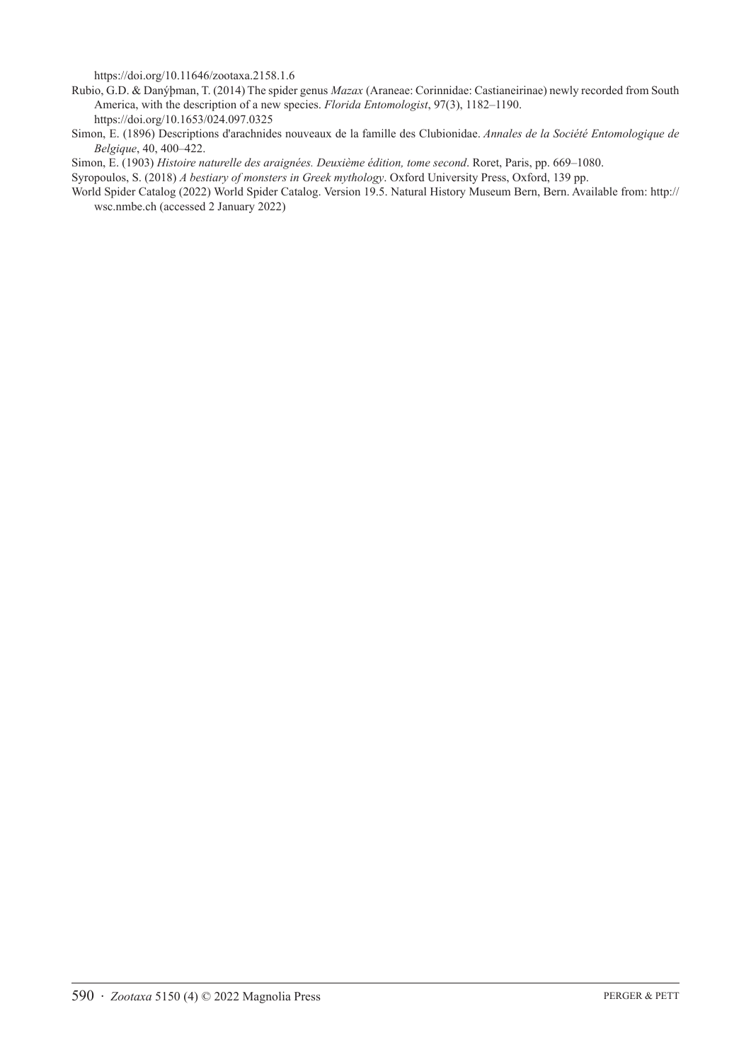https://doi.org/10.11646/zootaxa.2158.1.6

Rubio, G.D. & Danýþman, T. (2014) The spider genus *Mazax* (Araneae: Corinnidae: Castianeirinae) newly recorded from South America, with the description of a new species. *Florida Entomologist*, 97(3), 1182–1190. https://doi.org/10.1653/024.097.0325

Simon, E. (1896) Descriptions d'arachnides nouveaux de la famille des Clubionidae. *Annales de la Société Entomologique de Belgique*, 40, 400–422.

Simon, E. (1903) *Histoire naturelle des araignées. Deuxième édition, tome second*. Roret, Paris, pp. 669–1080.

Syropoulos, S. (2018) *A bestiary of monsters in Greek mythology*. Oxford University Press, Oxford, 139 pp.

World Spider Catalog (2022) World Spider Catalog. Version 19.5. Natural History Museum Bern, Bern. Available from: http://wsc.nmbe.ch (accessed 2 January 2022)